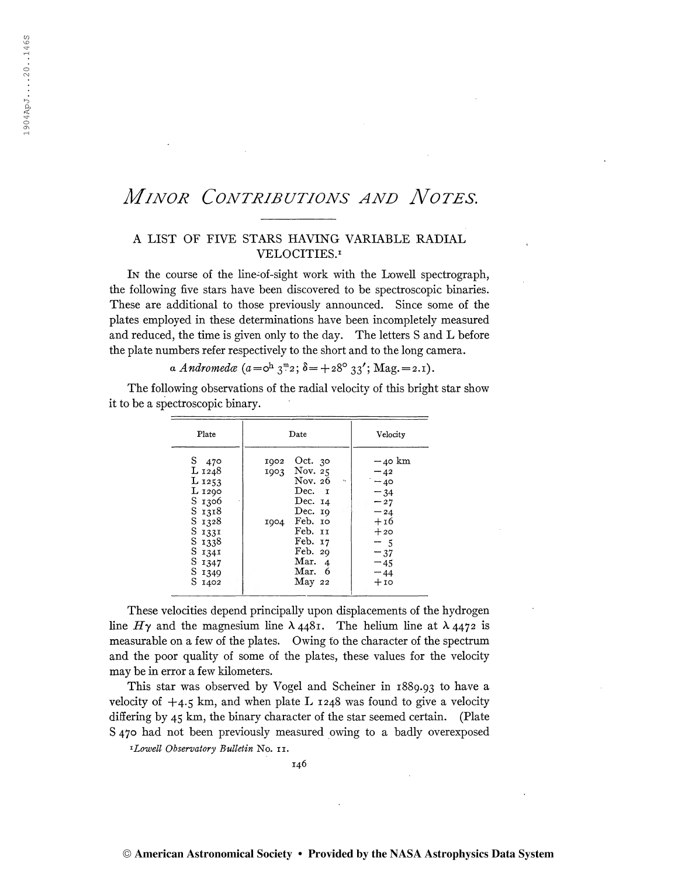# *Minor Contributions and Notes.*

## A LIST OF FIVE STARS HAVING VARIABLE RADIAL VELOCITIES.[1]

In the course of the line-of-sight work with the Lowell spectrograph, the following five stars have been discovered to be spectroscopic binaries. These are additional to those previously announced. Since some of the plates employed in these determinations have been incompletely measured and reduced, the time is given only to the day. The letters S and L before the plate numbers refer respectively to the short and to the long camera.

*α Andromedæ* ($\alpha = 0^h\ 3^m 2$; $\delta = +28°\ 33'$; Mag. = 2.1).

The following observations of the radial velocity of this bright star show it to be a spectroscopic binary.

| Plate | Date | Velocity |
|---|---|---|
| S 470 | 1902 Oct. 30 | −40 km |
| L 1248 | 1903 Nov. 25 | −42 |
| L 1253 | Nov. 26 | −40 |
| L 1290 | Dec. 1 | −34 |
| S 1306 | Dec. 14 | −27 |
| S 1318 | Dec. 19 | −24 |
| S 1328 | 1904 Feb. 10 | +16 |
| S 1331 | Feb. 11 | +20 |
| S 1338 | Feb. 17 | − 5 |
| S 1341 | Feb. 29 | −37 |
| S 1347 | Mar. 4 | −45 |
| S 1349 | Mar. 6 | −44 |
| S 1402 | May 22 | +10 |

These velocities depend principally upon displacements of the hydrogen line $H\gamma$ and the magnesium line $\lambda$ 4481. The helium line at $\lambda$ 4472 is measurable on a few of the plates. Owing to the character of the spectrum and the poor quality of some of the plates, these values for the velocity may be in error a few kilometers.

This star was observed by Vogel and Scheiner in 1889.93 to have a velocity of +4.5 km, and when plate L 1248 was found to give a velocity differing by 45 km, the binary character of the star seemed certain. (Plate S 470 had not been previously measured owing to a badly overexposed

[1] *Lowell Observatory Bulletin* No. 11.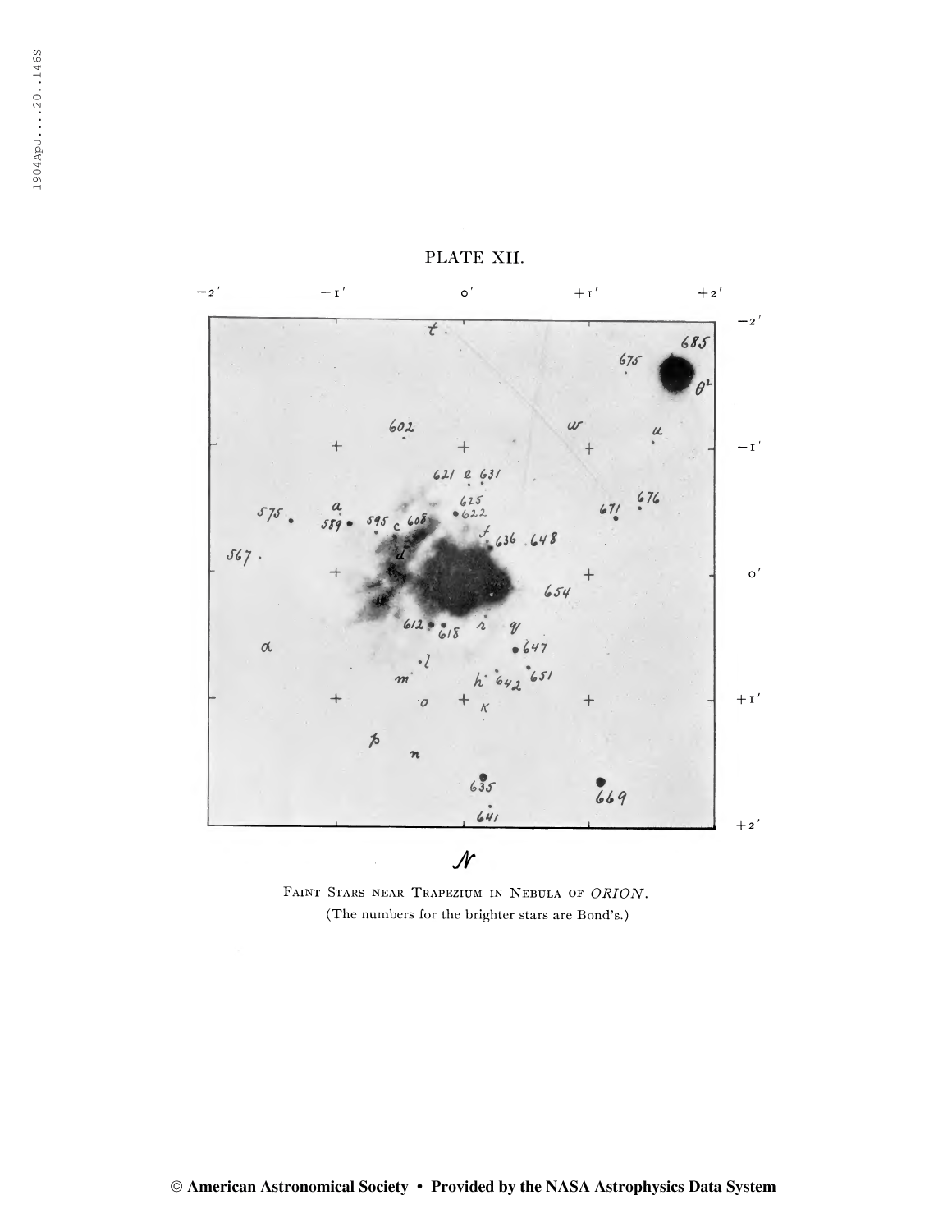PLATE XII.

FAINT STARS NEAR TRAPEZIUM IN NEBULA OF *ORION*.
(The numbers for the brighter stars are Bond's.)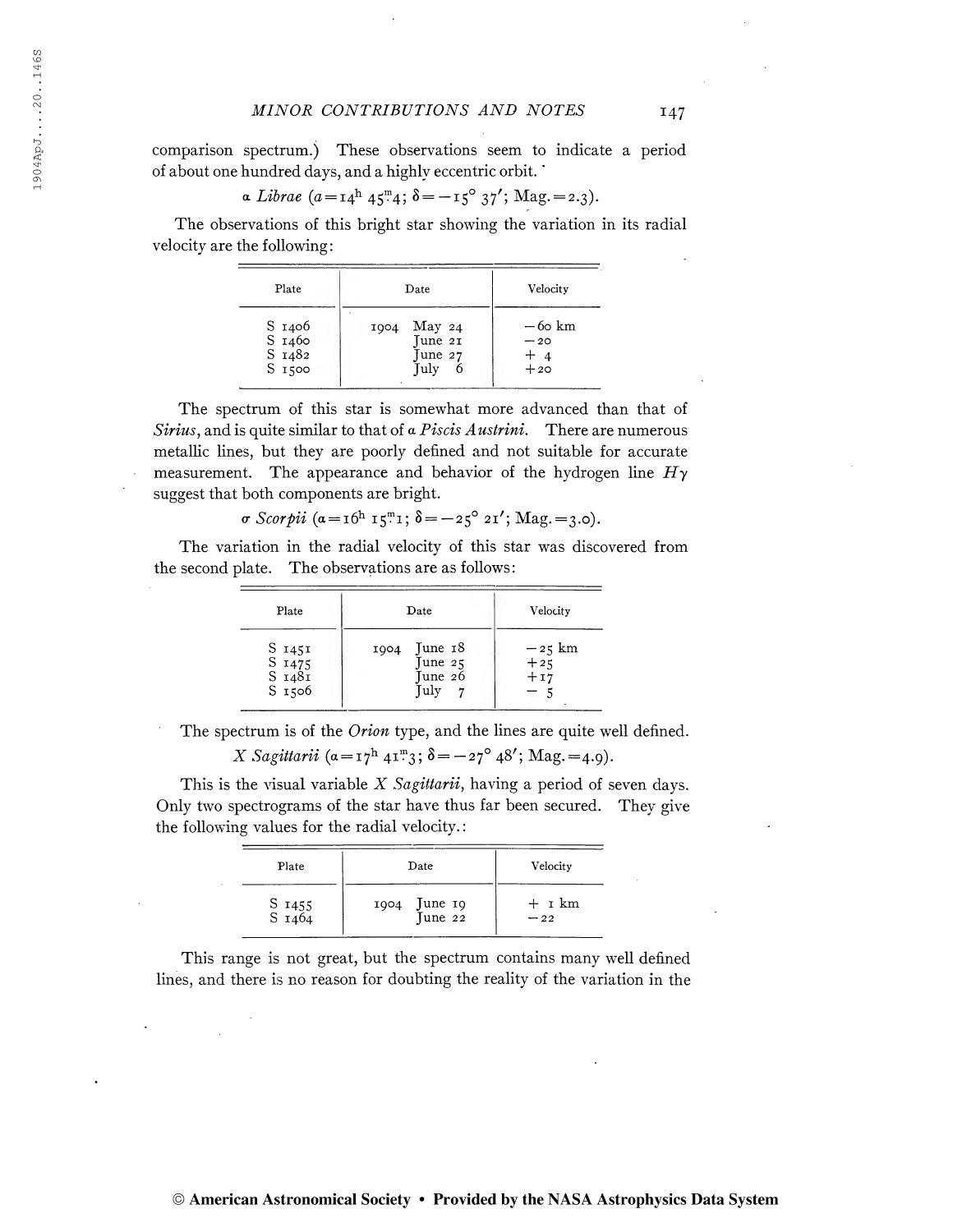comparison spectrum.) These observations seem to indicate a period of about one hundred days, and a highly eccentric orbit.

*α Librae* ($a = 14^h\ 45^m.4$; $\delta = -15°\ 37'$; Mag. = 2.3).

The observations of this bright star showing the variation in its radial velocity are the following:

| Plate | Date | Velocity |
|---|---|---|
| S 1406 | 1904 May 24 | −60 km |
| S 1460 | June 21 | −20 |
| S 1482 | June 27 | + 4 |
| S 1500 | July 6 | +20 |

The spectrum of this star is somewhat more advanced than that of *Sirius*, and is quite similar to that of *α Piscis Austrini*. There are numerous metallic lines, but they are poorly defined and not suitable for accurate measurement. The appearance and behavior of the hydrogen line $H\gamma$ suggest that both components are bright.

*σ Scorpii* ($\alpha = 16^h\ 15^m.1$; $\delta = -25°\ 21'$; Mag. = 3.0).

The variation in the radial velocity of this star was discovered from the second plate. The observations are as follows:

| Plate | Date | Velocity |
|---|---|---|
| S 1451 | 1904 June 18 | −25 km |
| S 1475 | June 25 | +25 |
| S 1481 | June 26 | +17 |
| S 1506 | July 7 | − 5 |

The spectrum is of the *Orion* type, and the lines are quite well defined.

*X Sagittarii* ($\alpha = 17^h\ 41^m.3$; $\delta = -27°\ 48'$; Mag. = 4.9).

This is the visual variable *X Sagittarii*, having a period of seven days. Only two spectrograms of the star have thus far been secured. They give the following values for the radial velocity.:

| Plate | Date | Velocity |
|---|---|---|
| S 1455 | 1904 June 19 | + 1 km |
| S 1464 | June 22 | −22 |

This range is not great, but the spectrum contains many well defined lines, and there is no reason for doubting the reality of the variation in the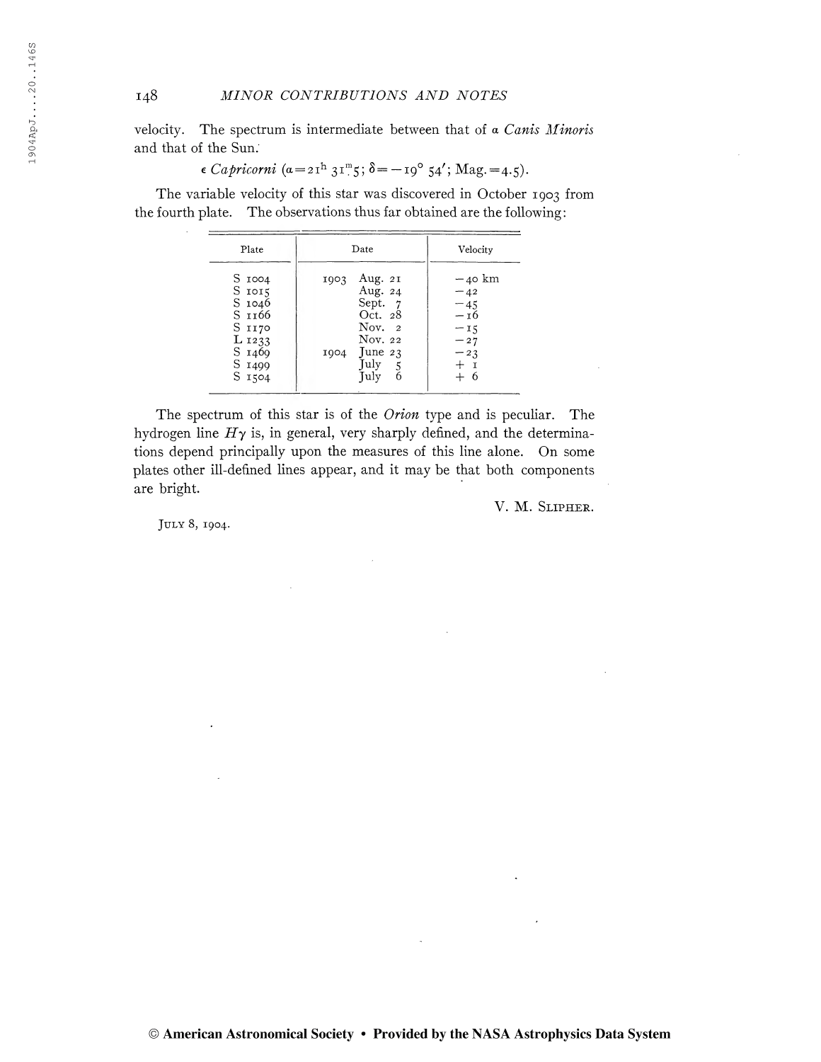velocity. The spectrum is intermediate between that of *α Canis Minoris* and that of the Sun.

*ε Capricorni* ($\alpha = 21^h\ 31^m.5$; $\delta = -19°\ 54'$; Mag. = 4.5).

The variable velocity of this star was discovered in October 1903 from the fourth plate. The observations thus far obtained are the following:

| Plate | Date | Velocity |
|---|---|---|
| S 1004 | 1903 Aug. 21 | −40 km |
| S 1015 | Aug. 24 | −42 |
| S 1046 | Sept. 7 | −45 |
| S 1166 | Oct. 28 | −16 |
| S 1170 | Nov. 2 | −15 |
| L 1233 | Nov. 22 | −27 |
| S 1469 | 1904 June 23 | −23 |
| S 1499 | July 5 | + 1 |
| S 1504 | July 6 | + 6 |

The spectrum of this star is of the *Orion* type and is peculiar. The hydrogen line $H\gamma$ is, in general, very sharply defined, and the determinations depend principally upon the measures of this line alone. On some plates other ill-defined lines appear, and it may be that both components are bright.

V. M. SLIPHER.

JULY 8, 1904.